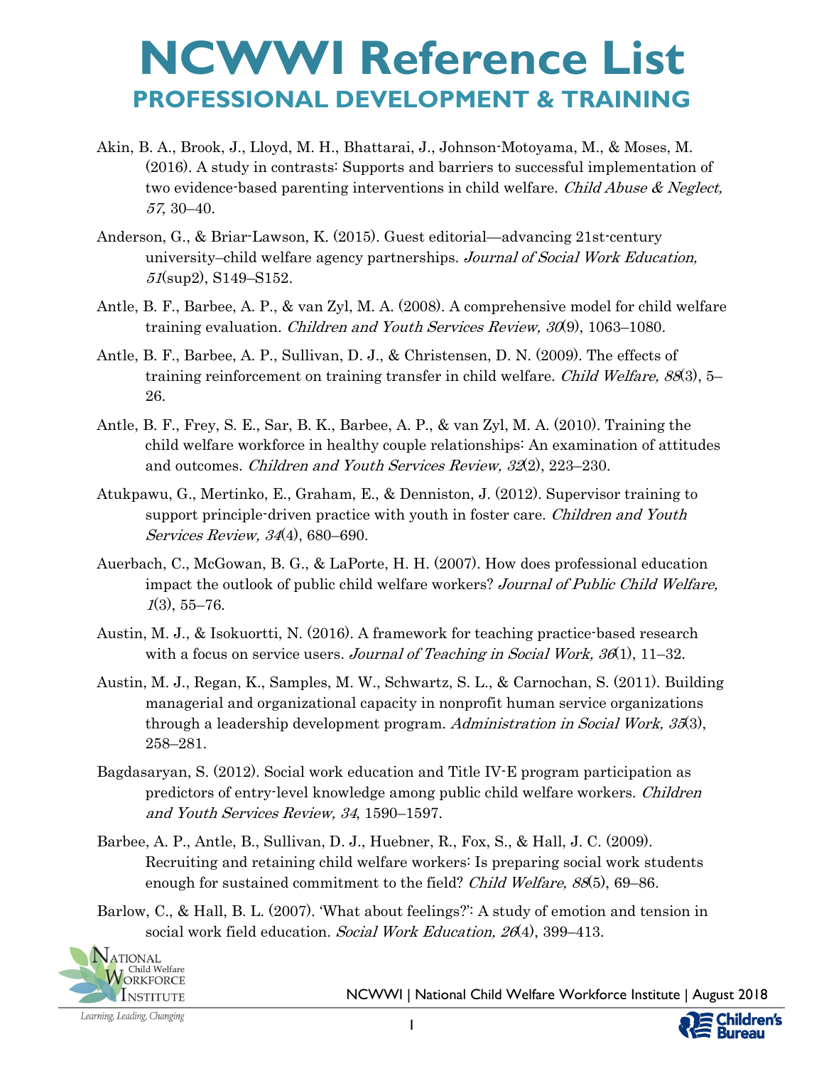# NCWWI Reference List

## PROFESSIONAL DEVELOPMENT & TRAINING

Akin, B. A., Brook, J., Lloyd, M. H., Bhattarai, J., Johnson-Motoyama, M., & Moses, M. (2016). A study in contrasts: Supports and barriers to successful implementation of two evidence-based parenting interventions in child welfare. *Child Abuse & Neglect, 57*, 30–40.

Anderson, G., & Briar-Lawson, K. (2015). Guest editorial—advancing 21st-century university–child welfare agency partnerships. *Journal of Social Work Education, 51*(sup2), S149–S152.

Antle, B. F., Barbee, A. P., & van Zyl, M. A. (2008). A comprehensive model for child welfare training evaluation. *Children and Youth Services Review, 30*(9), 1063–1080.

Antle, B. F., Barbee, A. P., Sullivan, D. J., & Christensen, D. N. (2009). The effects of training reinforcement on training transfer in child welfare. *Child Welfare, 88*(3), 5–26.

Antle, B. F., Frey, S. E., Sar, B. K., Barbee, A. P., & van Zyl, M. A. (2010). Training the child welfare workforce in healthy couple relationships: An examination of attitudes and outcomes. *Children and Youth Services Review, 32*(2), 223–230.

Atukpawu, G., Mertinko, E., Graham, E., & Denniston, J. (2012). Supervisor training to support principle-driven practice with youth in foster care. *Children and Youth Services Review, 34*(4), 680–690.

Auerbach, C., McGowan, B. G., & LaPorte, H. H. (2007). How does professional education impact the outlook of public child welfare workers? *Journal of Public Child Welfare, 1*(3), 55–76.

Austin, M. J., & Isokuortti, N. (2016). A framework for teaching practice-based research with a focus on service users. *Journal of Teaching in Social Work, 36*(1), 11–32.

Austin, M. J., Regan, K., Samples, M. W., Schwartz, S. L., & Carnochan, S. (2011). Building managerial and organizational capacity in nonprofit human service organizations through a leadership development program. *Administration in Social Work, 35*(3), 258–281.

Bagdasaryan, S. (2012). Social work education and Title IV-E program participation as predictors of entry-level knowledge among public child welfare workers. *Children and Youth Services Review, 34*, 1590–1597.

Barbee, A. P., Antle, B., Sullivan, D. J., Huebner, R., Fox, S., & Hall, J. C. (2009). Recruiting and retaining child welfare workers: Is preparing social work students enough for sustained commitment to the field? *Child Welfare, 88*(5), 69–86.

Barlow, C., & Hall, B. L. (2007). 'What about feelings?': A study of emotion and tension in social work field education. *Social Work Education, 26*(4), 399–413.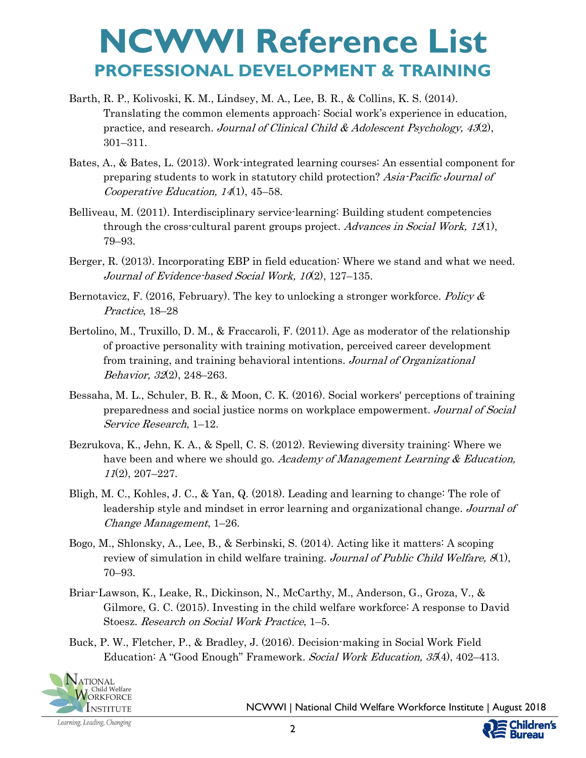# NCWWI Reference List

## PROFESSIONAL DEVELOPMENT & TRAINING

Barth, R. P., Kolivoski, K. M., Lindsey, M. A., Lee, B. R., & Collins, K. S. (2014). Translating the common elements approach: Social work's experience in education, practice, and research. *Journal of Clinical Child & Adolescent Psychology, 43*(2), 301–311.

Bates, A., & Bates, L. (2013). Work-integrated learning courses: An essential component for preparing students to work in statutory child protection? *Asia-Pacific Journal of Cooperative Education, 14*(1), 45–58.

Belliveau, M. (2011). Interdisciplinary service-learning: Building student competencies through the cross-cultural parent groups project. *Advances in Social Work, 12*(1), 79–93.

Berger, R. (2013). Incorporating EBP in field education: Where we stand and what we need. *Journal of Evidence-based Social Work, 10*(2), 127–135.

Bernotavicz, F. (2016, February). The key to unlocking a stronger workforce. *Policy & Practice*, 18–28

Bertolino, M., Truxillo, D. M., & Fraccaroli, F. (2011). Age as moderator of the relationship of proactive personality with training motivation, perceived career development from training, and training behavioral intentions. *Journal of Organizational Behavior, 32*(2), 248–263.

Bessaha, M. L., Schuler, B. R., & Moon, C. K. (2016). Social workers' perceptions of training preparedness and social justice norms on workplace empowerment. *Journal of Social Service Research*, 1–12.

Bezrukova, K., Jehn, K. A., & Spell, C. S. (2012). Reviewing diversity training: Where we have been and where we should go. *Academy of Management Learning & Education, 11*(2), 207–227.

Bligh, M. C., Kohles, J. C., & Yan, Q. (2018). Leading and learning to change: The role of leadership style and mindset in error learning and organizational change. *Journal of Change Management*, 1–26.

Bogo, M., Shlonsky, A., Lee, B., & Serbinski, S. (2014). Acting like it matters: A scoping review of simulation in child welfare training. *Journal of Public Child Welfare, 8*(1), 70–93.

Briar-Lawson, K., Leake, R., Dickinson, N., McCarthy, M., Anderson, G., Groza, V., & Gilmore, G. C. (2015). Investing in the child welfare workforce: A response to David Stoesz. *Research on Social Work Practice*, 1–5.

Buck, P. W., Fletcher, P., & Bradley, J. (2016). Decision-making in Social Work Field Education: A "Good Enough" Framework. *Social Work Education, 35*(4), 402–413.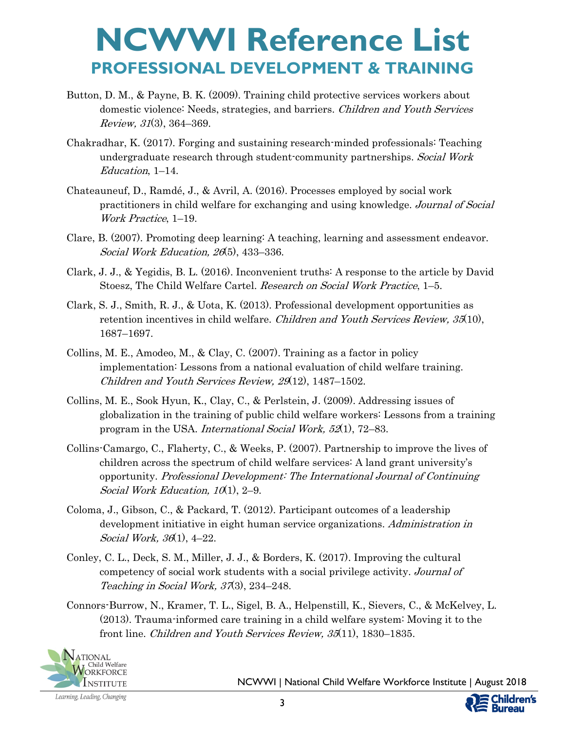# NCWWI Reference List

## PROFESSIONAL DEVELOPMENT & TRAINING

Button, D. M., & Payne, B. K. (2009). Training child protective services workers about domestic violence: Needs, strategies, and barriers. *Children and Youth Services Review, 31*(3), 364–369.

Chakradhar, K. (2017). Forging and sustaining research-minded professionals: Teaching undergraduate research through student-community partnerships. *Social Work Education*, 1–14.

Chateauneuf, D., Ramdé, J., & Avril, A. (2016). Processes employed by social work practitioners in child welfare for exchanging and using knowledge. *Journal of Social Work Practice*, 1–19.

Clare, B. (2007). Promoting deep learning: A teaching, learning and assessment endeavor. *Social Work Education, 26*(5), 433–336.

Clark, J. J., & Yegidis, B. L. (2016). Inconvenient truths: A response to the article by David Stoesz, The Child Welfare Cartel. *Research on Social Work Practice*, 1–5.

Clark, S. J., Smith, R. J., & Uota, K. (2013). Professional development opportunities as retention incentives in child welfare. *Children and Youth Services Review, 35*(10), 1687–1697.

Collins, M. E., Amodeo, M., & Clay, C. (2007). Training as a factor in policy implementation: Lessons from a national evaluation of child welfare training. *Children and Youth Services Review, 29*(12), 1487–1502.

Collins, M. E., Sook Hyun, K., Clay, C., & Perlstein, J. (2009). Addressing issues of globalization in the training of public child welfare workers: Lessons from a training program in the USA. *International Social Work, 52*(1), 72–83.

Collins-Camargo, C., Flaherty, C., & Weeks, P. (2007). Partnership to improve the lives of children across the spectrum of child welfare services: A land grant university's opportunity. *Professional Development: The International Journal of Continuing Social Work Education, 10*(1), 2–9.

Coloma, J., Gibson, C., & Packard, T. (2012). Participant outcomes of a leadership development initiative in eight human service organizations. *Administration in Social Work, 36*(1), 4–22.

Conley, C. L., Deck, S. M., Miller, J. J., & Borders, K. (2017). Improving the cultural competency of social work students with a social privilege activity. *Journal of Teaching in Social Work, 37*(3), 234–248.

Connors-Burrow, N., Kramer, T. L., Sigel, B. A., Helpenstill, K., Sievers, C., & McKelvey, L. (2013). Trauma-informed care training in a child welfare system: Moving it to the front line. *Children and Youth Services Review, 35*(11), 1830–1835.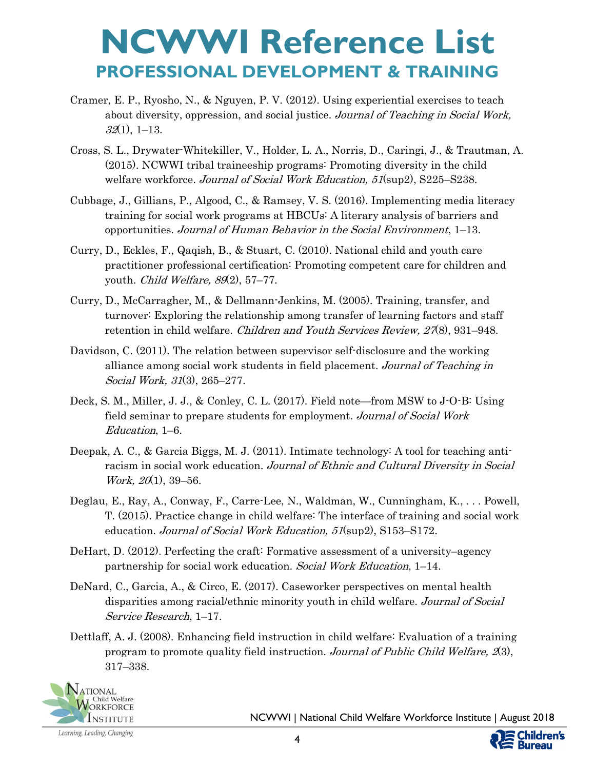# NCWWI Reference List

## PROFESSIONAL DEVELOPMENT & TRAINING

Cramer, E. P., Ryosho, N., & Nguyen, P. V. (2012). Using experiential exercises to teach about diversity, oppression, and social justice. *Journal of Teaching in Social Work, 32*(1), 1–13.

Cross, S. L., Drywater-Whitekiller, V., Holder, L. A., Norris, D., Caringi, J., & Trautman, A. (2015). NCWWI tribal traineeship programs: Promoting diversity in the child welfare workforce. *Journal of Social Work Education, 51*(sup2), S225–S238.

Cubbage, J., Gillians, P., Algood, C., & Ramsey, V. S. (2016). Implementing media literacy training for social work programs at HBCUs: A literary analysis of barriers and opportunities. *Journal of Human Behavior in the Social Environment*, 1–13.

Curry, D., Eckles, F., Qaqish, B., & Stuart, C. (2010). National child and youth care practitioner professional certification: Promoting competent care for children and youth. *Child Welfare, 89*(2), 57–77.

Curry, D., McCarragher, M., & Dellmann-Jenkins, M. (2005). Training, transfer, and turnover: Exploring the relationship among transfer of learning factors and staff retention in child welfare. *Children and Youth Services Review, 27*(8), 931–948.

Davidson, C. (2011). The relation between supervisor self-disclosure and the working alliance among social work students in field placement. *Journal of Teaching in Social Work, 31*(3), 265–277.

Deck, S. M., Miller, J. J., & Conley, C. L. (2017). Field note—from MSW to J-O-B: Using field seminar to prepare students for employment. *Journal of Social Work Education*, 1–6.

Deepak, A. C., & Garcia Biggs, M. J. (2011). Intimate technology: A tool for teaching anti-racism in social work education. *Journal of Ethnic and Cultural Diversity in Social Work, 20*(1), 39–56.

Deglau, E., Ray, A., Conway, F., Carre-Lee, N., Waldman, W., Cunningham, K., . . . Powell, T. (2015). Practice change in child welfare: The interface of training and social work education. *Journal of Social Work Education, 51*(sup2), S153–S172.

DeHart, D. (2012). Perfecting the craft: Formative assessment of a university–agency partnership for social work education. *Social Work Education*, 1–14.

DeNard, C., Garcia, A., & Circo, E. (2017). Caseworker perspectives on mental health disparities among racial/ethnic minority youth in child welfare. *Journal of Social Service Research*, 1–17.

Dettlaff, A. J. (2008). Enhancing field instruction in child welfare: Evaluation of a training program to promote quality field instruction. *Journal of Public Child Welfare, 2*(3), 317–338.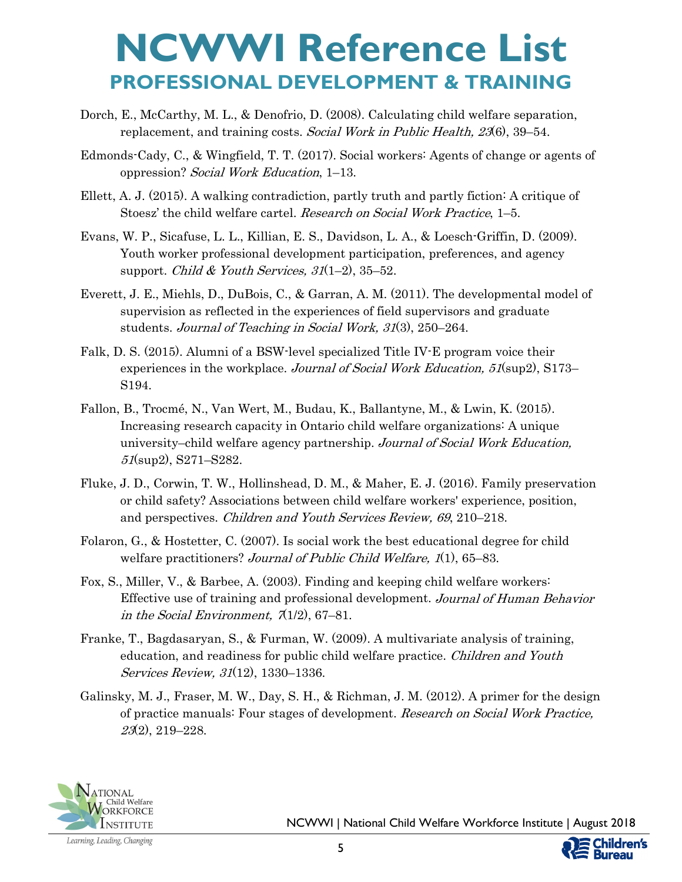# NCWWI Reference List

## PROFESSIONAL DEVELOPMENT & TRAINING

Dorch, E., McCarthy, M. L., & Denofrio, D. (2008). Calculating child welfare separation, replacement, and training costs. *Social Work in Public Health, 23*(6), 39–54.

Edmonds-Cady, C., & Wingfield, T. T. (2017). Social workers: Agents of change or agents of oppression? *Social Work Education*, 1–13.

Ellett, A. J. (2015). A walking contradiction, partly truth and partly fiction: A critique of Stoesz' the child welfare cartel. *Research on Social Work Practice*, 1–5.

Evans, W. P., Sicafuse, L. L., Killian, E. S., Davidson, L. A., & Loesch-Griffin, D. (2009). Youth worker professional development participation, preferences, and agency support. *Child & Youth Services, 31*(1–2), 35–52.

Everett, J. E., Miehls, D., DuBois, C., & Garran, A. M. (2011). The developmental model of supervision as reflected in the experiences of field supervisors and graduate students. *Journal of Teaching in Social Work, 31*(3), 250–264.

Falk, D. S. (2015). Alumni of a BSW-level specialized Title IV-E program voice their experiences in the workplace. *Journal of Social Work Education, 51*(sup2), S173–S194.

Fallon, B., Trocmé, N., Van Wert, M., Budau, K., Ballantyne, M., & Lwin, K. (2015). Increasing research capacity in Ontario child welfare organizations: A unique university–child welfare agency partnership. *Journal of Social Work Education, 51*(sup2), S271–S282.

Fluke, J. D., Corwin, T. W., Hollinshead, D. M., & Maher, E. J. (2016). Family preservation or child safety? Associations between child welfare workers' experience, position, and perspectives. *Children and Youth Services Review, 69*, 210–218.

Folaron, G., & Hostetter, C. (2007). Is social work the best educational degree for child welfare practitioners? *Journal of Public Child Welfare, 1*(1), 65–83.

Fox, S., Miller, V., & Barbee, A. (2003). Finding and keeping child welfare workers: Effective use of training and professional development. *Journal of Human Behavior in the Social Environment, 7*(1/2), 67–81.

Franke, T., Bagdasaryan, S., & Furman, W. (2009). A multivariate analysis of training, education, and readiness for public child welfare practice. *Children and Youth Services Review, 31*(12), 1330–1336.

Galinsky, M. J., Fraser, M. W., Day, S. H., & Richman, J. M. (2012). A primer for the design of practice manuals: Four stages of development. *Research on Social Work Practice, 23*(2), 219–228.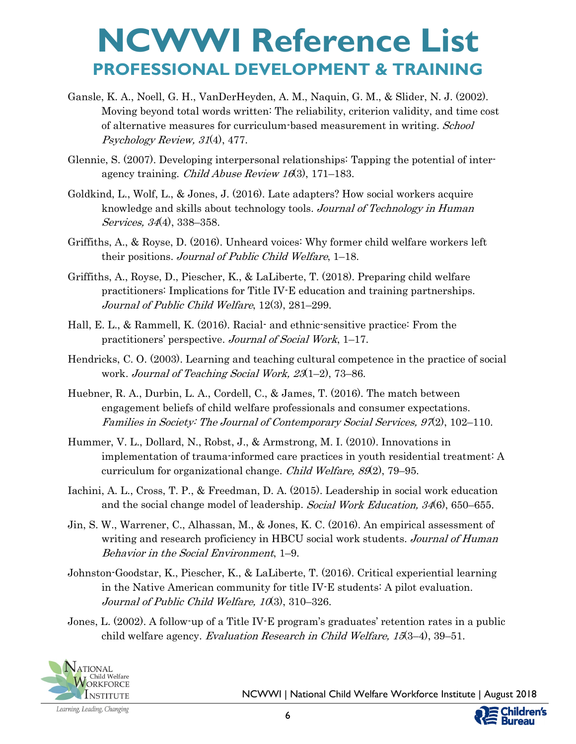# NCWWI Reference List

## PROFESSIONAL DEVELOPMENT & TRAINING

Gansle, K. A., Noell, G. H., VanDerHeyden, A. M., Naquin, G. M., & Slider, N. J. (2002). Moving beyond total words written: The reliability, criterion validity, and time cost of alternative measures for curriculum-based measurement in writing. *School Psychology Review, 31*(4), 477.

Glennie, S. (2007). Developing interpersonal relationships: Tapping the potential of inter-agency training. *Child Abuse Review 16*(3), 171–183.

Goldkind, L., Wolf, L., & Jones, J. (2016). Late adapters? How social workers acquire knowledge and skills about technology tools. *Journal of Technology in Human Services, 34*(4), 338–358.

Griffiths, A., & Royse, D. (2016). Unheard voices: Why former child welfare workers left their positions. *Journal of Public Child Welfare*, 1–18.

Griffiths, A., Royse, D., Piescher, K., & LaLiberte, T. (2018). Preparing child welfare practitioners: Implications for Title IV-E education and training partnerships. *Journal of Public Child Welfare*, 12(3), 281–299.

Hall, E. L., & Rammell, K. (2016). Racial- and ethnic-sensitive practice: From the practitioners' perspective. *Journal of Social Work*, 1–17.

Hendricks, C. O. (2003). Learning and teaching cultural competence in the practice of social work. *Journal of Teaching Social Work, 23*(1–2), 73–86.

Huebner, R. A., Durbin, L. A., Cordell, C., & James, T. (2016). The match between engagement beliefs of child welfare professionals and consumer expectations. *Families in Society: The Journal of Contemporary Social Services, 97*(2), 102–110.

Hummer, V. L., Dollard, N., Robst, J., & Armstrong, M. I. (2010). Innovations in implementation of trauma-informed care practices in youth residential treatment: A curriculum for organizational change. *Child Welfare, 89*(2), 79–95.

Iachini, A. L., Cross, T. P., & Freedman, D. A. (2015). Leadership in social work education and the social change model of leadership. *Social Work Education, 34*(6), 650–655.

Jin, S. W., Warrener, C., Alhassan, M., & Jones, K. C. (2016). An empirical assessment of writing and research proficiency in HBCU social work students. *Journal of Human Behavior in the Social Environment*, 1–9.

Johnston-Goodstar, K., Piescher, K., & LaLiberte, T. (2016). Critical experiential learning in the Native American community for title IV-E students: A pilot evaluation. *Journal of Public Child Welfare, 10*(3), 310–326.

Jones, L. (2002). A follow-up of a Title IV-E program's graduates' retention rates in a public child welfare agency. *Evaluation Research in Child Welfare, 15*(3–4), 39–51.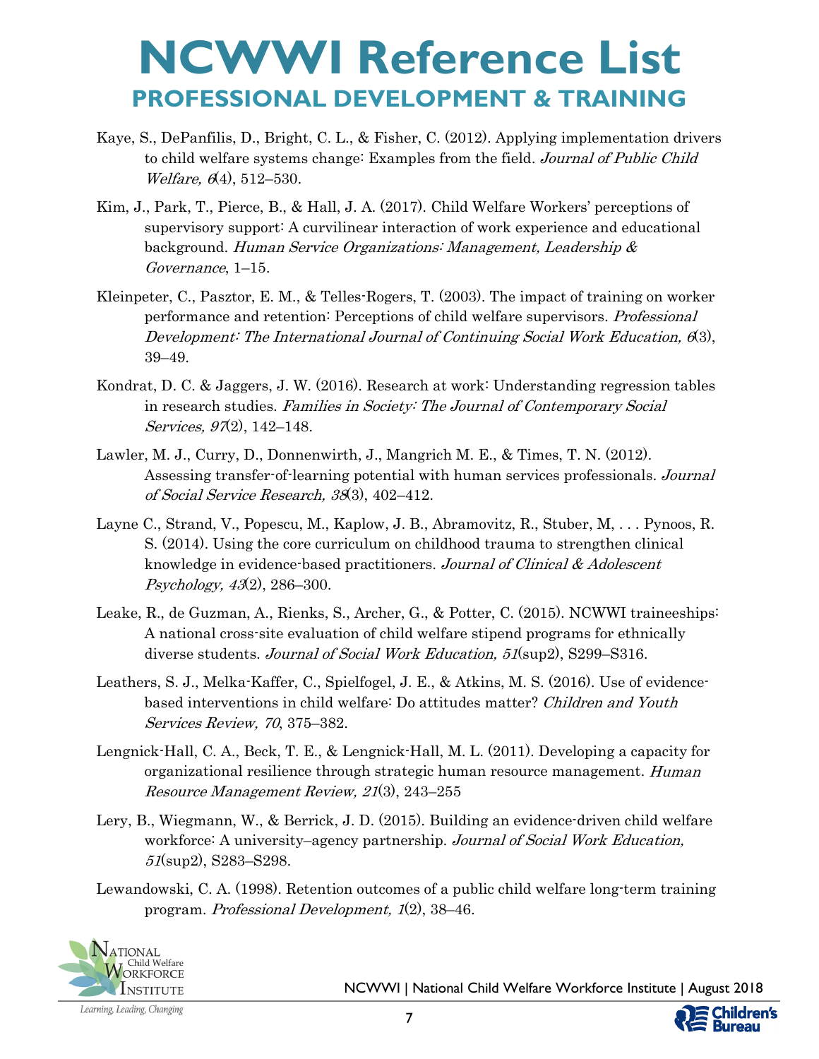# NCWWI Reference List

## PROFESSIONAL DEVELOPMENT & TRAINING

Kaye, S., DePanfilis, D., Bright, C. L., & Fisher, C. (2012). Applying implementation drivers to child welfare systems change: Examples from the field. *Journal of Public Child Welfare, 6*(4), 512–530.

Kim, J., Park, T., Pierce, B., & Hall, J. A. (2017). Child Welfare Workers' perceptions of supervisory support: A curvilinear interaction of work experience and educational background. *Human Service Organizations: Management, Leadership & Governance*, 1–15.

Kleinpeter, C., Pasztor, E. M., & Telles-Rogers, T. (2003). The impact of training on worker performance and retention: Perceptions of child welfare supervisors. *Professional Development: The International Journal of Continuing Social Work Education, 6*(3), 39–49.

Kondrat, D. C. & Jaggers, J. W. (2016). Research at work: Understanding regression tables in research studies. *Families in Society: The Journal of Contemporary Social Services, 97*(2), 142–148.

Lawler, M. J., Curry, D., Donnenwirth, J., Mangrich M. E., & Times, T. N. (2012). Assessing transfer-of-learning potential with human services professionals. *Journal of Social Service Research, 38*(3), 402–412.

Layne C., Strand, V., Popescu, M., Kaplow, J. B., Abramovitz, R., Stuber, M, . . . Pynoos, R. S. (2014). Using the core curriculum on childhood trauma to strengthen clinical knowledge in evidence-based practitioners. *Journal of Clinical & Adolescent Psychology, 43*(2), 286–300.

Leake, R., de Guzman, A., Rienks, S., Archer, G., & Potter, C. (2015). NCWWI traineeships: A national cross-site evaluation of child welfare stipend programs for ethnically diverse students. *Journal of Social Work Education, 51*(sup2), S299–S316.

Leathers, S. J., Melka-Kaffer, C., Spielfogel, J. E., & Atkins, M. S. (2016). Use of evidence-based interventions in child welfare: Do attitudes matter? *Children and Youth Services Review, 70*, 375–382.

Lengnick-Hall, C. A., Beck, T. E., & Lengnick-Hall, M. L. (2011). Developing a capacity for organizational resilience through strategic human resource management. *Human Resource Management Review, 21*(3), 243–255

Lery, B., Wiegmann, W., & Berrick, J. D. (2015). Building an evidence-driven child welfare workforce: A university–agency partnership. *Journal of Social Work Education, 51*(sup2), S283–S298.

Lewandowski, C. A. (1998). Retention outcomes of a public child welfare long-term training program. *Professional Development, 1*(2), 38–46.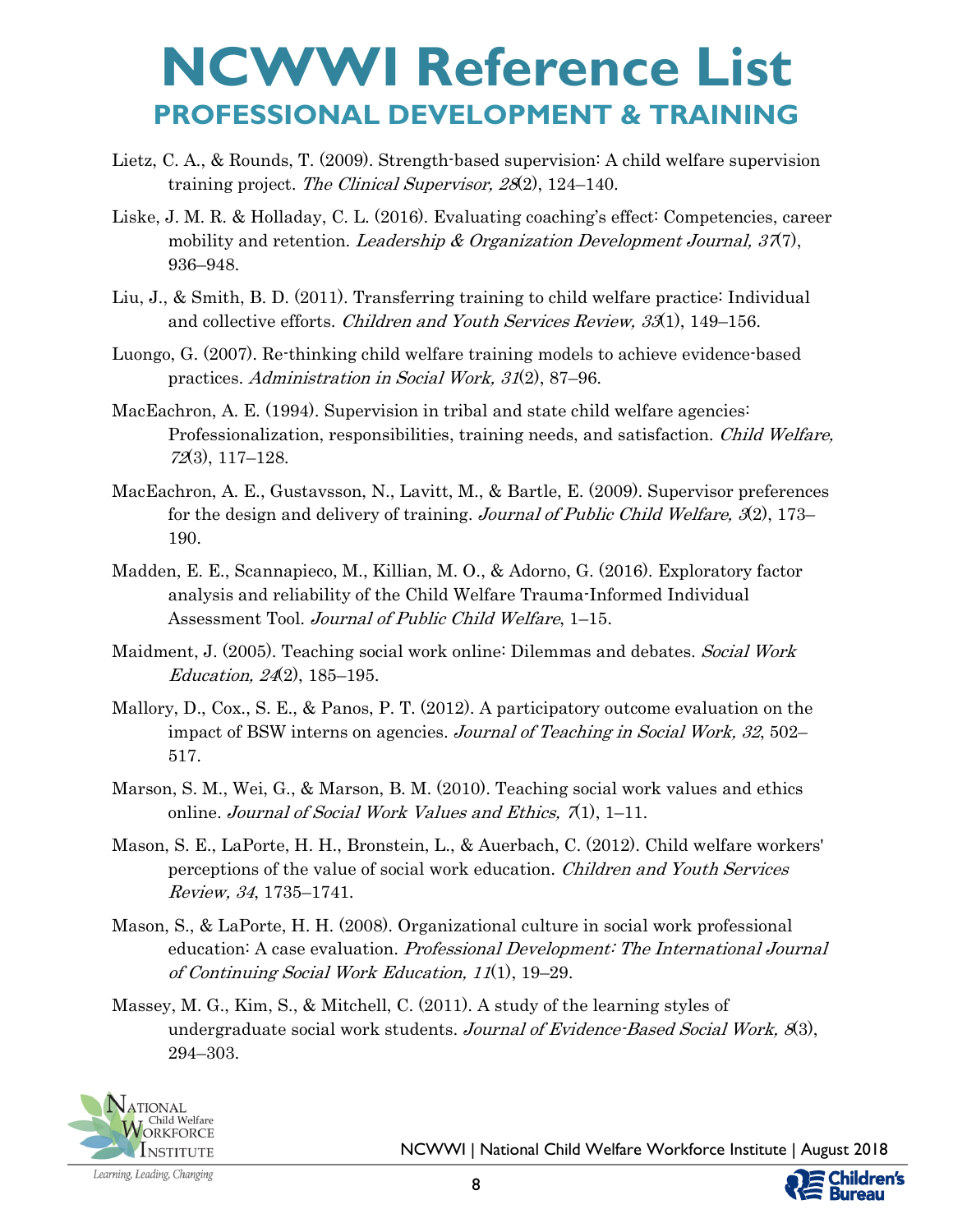# NCWWI Reference List

## PROFESSIONAL DEVELOPMENT & TRAINING

Lietz, C. A., & Rounds, T. (2009). Strength-based supervision: A child welfare supervision training project. *The Clinical Supervisor, 28*(2), 124–140.

Liske, J. M. R. & Holladay, C. L. (2016). Evaluating coaching's effect: Competencies, career mobility and retention. *Leadership & Organization Development Journal, 37*(7), 936–948.

Liu, J., & Smith, B. D. (2011). Transferring training to child welfare practice: Individual and collective efforts. *Children and Youth Services Review, 33*(1), 149–156.

Luongo, G. (2007). Re-thinking child welfare training models to achieve evidence-based practices. *Administration in Social Work, 31*(2), 87–96.

MacEachron, A. E. (1994). Supervision in tribal and state child welfare agencies: Professionalization, responsibilities, training needs, and satisfaction. *Child Welfare, 72*(3), 117–128.

MacEachron, A. E., Gustavsson, N., Lavitt, M., & Bartle, E. (2009). Supervisor preferences for the design and delivery of training. *Journal of Public Child Welfare, 3*(2), 173–190.

Madden, E. E., Scannapieco, M., Killian, M. O., & Adorno, G. (2016). Exploratory factor analysis and reliability of the Child Welfare Trauma-Informed Individual Assessment Tool. *Journal of Public Child Welfare*, 1–15.

Maidment, J. (2005). Teaching social work online: Dilemmas and debates. *Social Work Education, 24*(2), 185–195.

Mallory, D., Cox., S. E., & Panos, P. T. (2012). A participatory outcome evaluation on the impact of BSW interns on agencies. *Journal of Teaching in Social Work, 32*, 502–517.

Marson, S. M., Wei, G., & Marson, B. M. (2010). Teaching social work values and ethics online. *Journal of Social Work Values and Ethics, 7*(1), 1–11.

Mason, S. E., LaPorte, H. H., Bronstein, L., & Auerbach, C. (2012). Child welfare workers' perceptions of the value of social work education. *Children and Youth Services Review, 34*, 1735–1741.

Mason, S., & LaPorte, H. H. (2008). Organizational culture in social work professional education: A case evaluation. *Professional Development: The International Journal of Continuing Social Work Education, 11*(1), 19–29.

Massey, M. G., Kim, S., & Mitchell, C. (2011). A study of the learning styles of undergraduate social work students. *Journal of Evidence-Based Social Work, 8*(3), 294–303.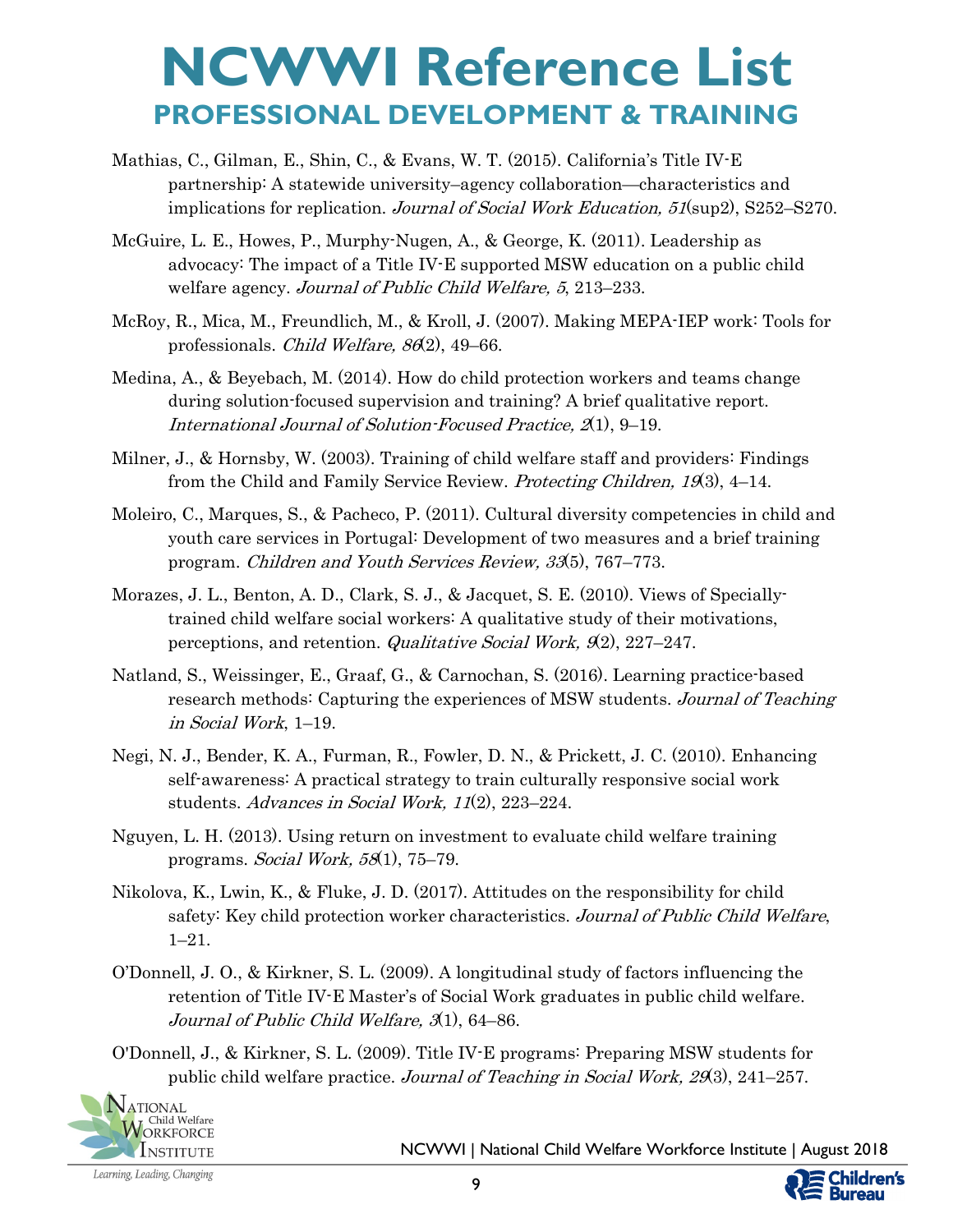# NCWWI Reference List

## PROFESSIONAL DEVELOPMENT & TRAINING

Mathias, C., Gilman, E., Shin, C., & Evans, W. T. (2015). California's Title IV-E partnership: A statewide university–agency collaboration—characteristics and implications for replication. *Journal of Social Work Education, 51*(sup2), S252–S270.

McGuire, L. E., Howes, P., Murphy-Nugen, A., & George, K. (2011). Leadership as advocacy: The impact of a Title IV-E supported MSW education on a public child welfare agency. *Journal of Public Child Welfare, 5*, 213–233.

McRoy, R., Mica, M., Freundlich, M., & Kroll, J. (2007). Making MEPA-IEP work: Tools for professionals. *Child Welfare, 86*(2), 49–66.

Medina, A., & Beyebach, M. (2014). How do child protection workers and teams change during solution-focused supervision and training? A brief qualitative report. *International Journal of Solution-Focused Practice, 2*(1), 9–19.

Milner, J., & Hornsby, W. (2003). Training of child welfare staff and providers: Findings from the Child and Family Service Review. *Protecting Children, 19*(3), 4–14.

Moleiro, C., Marques, S., & Pacheco, P. (2011). Cultural diversity competencies in child and youth care services in Portugal: Development of two measures and a brief training program. *Children and Youth Services Review, 33*(5), 767–773.

Morazes, J. L., Benton, A. D., Clark, S. J., & Jacquet, S. E. (2010). Views of Specially-trained child welfare social workers: A qualitative study of their motivations, perceptions, and retention. *Qualitative Social Work, 9*(2), 227–247.

Natland, S., Weissinger, E., Graaf, G., & Carnochan, S. (2016). Learning practice-based research methods: Capturing the experiences of MSW students. *Journal of Teaching in Social Work*, 1–19.

Negi, N. J., Bender, K. A., Furman, R., Fowler, D. N., & Prickett, J. C. (2010). Enhancing self-awareness: A practical strategy to train culturally responsive social work students. *Advances in Social Work, 11*(2), 223–224.

Nguyen, L. H. (2013). Using return on investment to evaluate child welfare training programs. *Social Work, 58*(1), 75–79.

Nikolova, K., Lwin, K., & Fluke, J. D. (2017). Attitudes on the responsibility for child safety: Key child protection worker characteristics. *Journal of Public Child Welfare*, 1–21.

O'Donnell, J. O., & Kirkner, S. L. (2009). A longitudinal study of factors influencing the retention of Title IV-E Master's of Social Work graduates in public child welfare. *Journal of Public Child Welfare, 3*(1), 64–86.

O'Donnell, J., & Kirkner, S. L. (2009). Title IV-E programs: Preparing MSW students for public child welfare practice. *Journal of Teaching in Social Work, 29*(3), 241–257.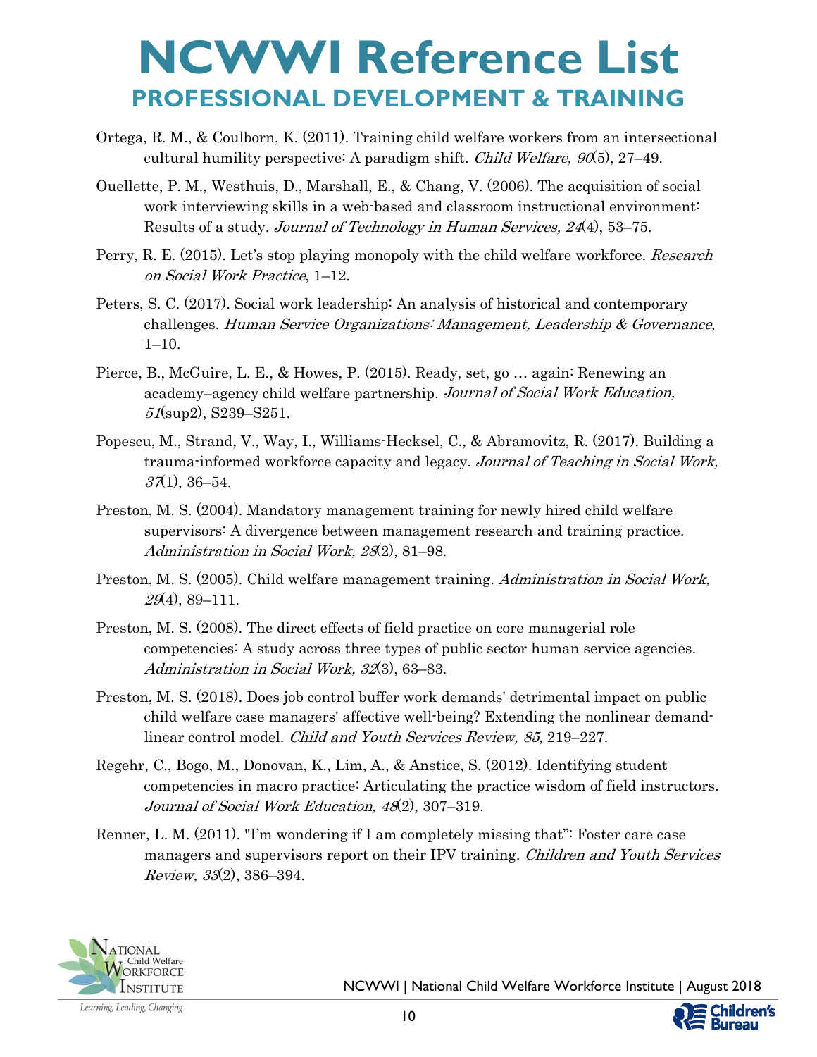# NCWWI Reference List

## PROFESSIONAL DEVELOPMENT & TRAINING

Ortega, R. M., & Coulborn, K. (2011). Training child welfare workers from an intersectional cultural humility perspective: A paradigm shift. *Child Welfare, 90*(5), 27–49.

Ouellette, P. M., Westhuis, D., Marshall, E., & Chang, V. (2006). The acquisition of social work interviewing skills in a web-based and classroom instructional environment: Results of a study. *Journal of Technology in Human Services, 24*(4), 53–75.

Perry, R. E. (2015). Let's stop playing monopoly with the child welfare workforce. *Research on Social Work Practice*, 1–12.

Peters, S. C. (2017). Social work leadership: An analysis of historical and contemporary challenges. *Human Service Organizations: Management, Leadership & Governance*, 1–10.

Pierce, B., McGuire, L. E., & Howes, P. (2015). Ready, set, go … again: Renewing an academy–agency child welfare partnership. *Journal of Social Work Education, 51*(sup2), S239–S251.

Popescu, M., Strand, V., Way, I., Williams-Hecksel, C., & Abramovitz, R. (2017). Building a trauma-informed workforce capacity and legacy. *Journal of Teaching in Social Work, 37*(1), 36–54.

Preston, M. S. (2004). Mandatory management training for newly hired child welfare supervisors: A divergence between management research and training practice. *Administration in Social Work, 28*(2), 81–98.

Preston, M. S. (2005). Child welfare management training. *Administration in Social Work, 29*(4), 89–111.

Preston, M. S. (2008). The direct effects of field practice on core managerial role competencies: A study across three types of public sector human service agencies. *Administration in Social Work, 32*(3), 63–83.

Preston, M. S. (2018). Does job control buffer work demands' detrimental impact on public child welfare case managers' affective well-being? Extending the nonlinear demand-linear control model. *Child and Youth Services Review, 85*, 219–227.

Regehr, C., Bogo, M., Donovan, K., Lim, A., & Anstice, S. (2012). Identifying student competencies in macro practice: Articulating the practice wisdom of field instructors. *Journal of Social Work Education, 48*(2), 307–319.

Renner, L. M. (2011). "I'm wondering if I am completely missing that": Foster care case managers and supervisors report on their IPV training. *Children and Youth Services Review, 33*(2), 386–394.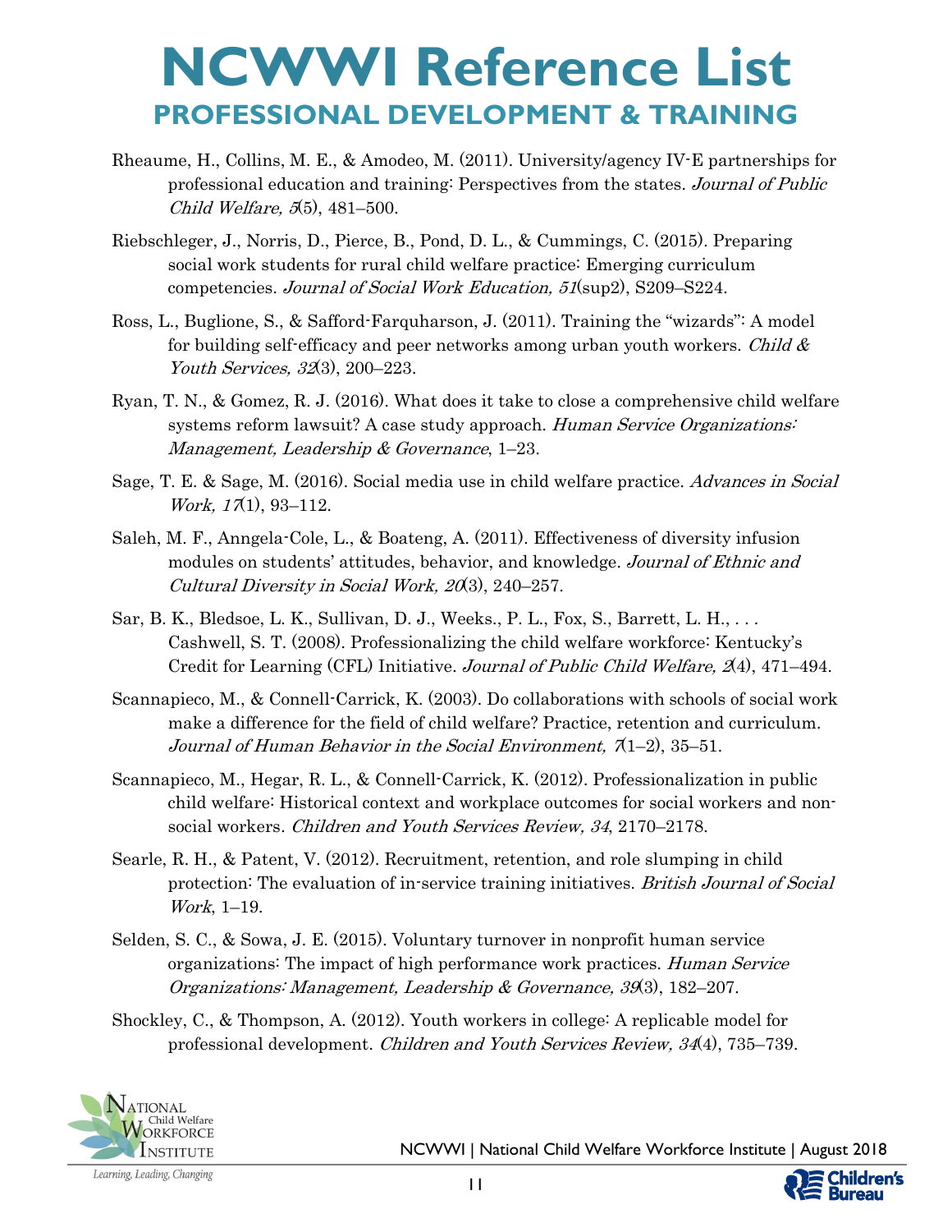# NCWWI Reference List

## PROFESSIONAL DEVELOPMENT & TRAINING

Rheaume, H., Collins, M. E., & Amodeo, M. (2011). University/agency IV-E partnerships for professional education and training: Perspectives from the states. *Journal of Public Child Welfare, 5*(5), 481–500.

Riebschleger, J., Norris, D., Pierce, B., Pond, D. L., & Cummings, C. (2015). Preparing social work students for rural child welfare practice: Emerging curriculum competencies. *Journal of Social Work Education, 51*(sup2), S209–S224.

Ross, L., Buglione, S., & Safford-Farquharson, J. (2011). Training the "wizards": A model for building self-efficacy and peer networks among urban youth workers. *Child & Youth Services, 32*(3), 200–223.

Ryan, T. N., & Gomez, R. J. (2016). What does it take to close a comprehensive child welfare systems reform lawsuit? A case study approach. *Human Service Organizations: Management, Leadership & Governance*, 1–23.

Sage, T. E. & Sage, M. (2016). Social media use in child welfare practice. *Advances in Social Work, 17*(1), 93–112.

Saleh, M. F., Anngela-Cole, L., & Boateng, A. (2011). Effectiveness of diversity infusion modules on students' attitudes, behavior, and knowledge. *Journal of Ethnic and Cultural Diversity in Social Work, 20*(3), 240–257.

Sar, B. K., Bledsoe, L. K., Sullivan, D. J., Weeks., P. L., Fox, S., Barrett, L. H., . . . Cashwell, S. T. (2008). Professionalizing the child welfare workforce: Kentucky's Credit for Learning (CFL) Initiative. *Journal of Public Child Welfare, 2*(4), 471–494.

Scannapieco, M., & Connell-Carrick, K. (2003). Do collaborations with schools of social work make a difference for the field of child welfare? Practice, retention and curriculum. *Journal of Human Behavior in the Social Environment, 7*(1–2), 35–51.

Scannapieco, M., Hegar, R. L., & Connell-Carrick, K. (2012). Professionalization in public child welfare: Historical context and workplace outcomes for social workers and non-social workers. *Children and Youth Services Review, 34*, 2170–2178.

Searle, R. H., & Patent, V. (2012). Recruitment, retention, and role slumping in child protection: The evaluation of in-service training initiatives. *British Journal of Social Work*, 1–19.

Selden, S. C., & Sowa, J. E. (2015). Voluntary turnover in nonprofit human service organizations: The impact of high performance work practices. *Human Service Organizations: Management, Leadership & Governance, 39*(3), 182–207.

Shockley, C., & Thompson, A. (2012). Youth workers in college: A replicable model for professional development. *Children and Youth Services Review, 34*(4), 735–739.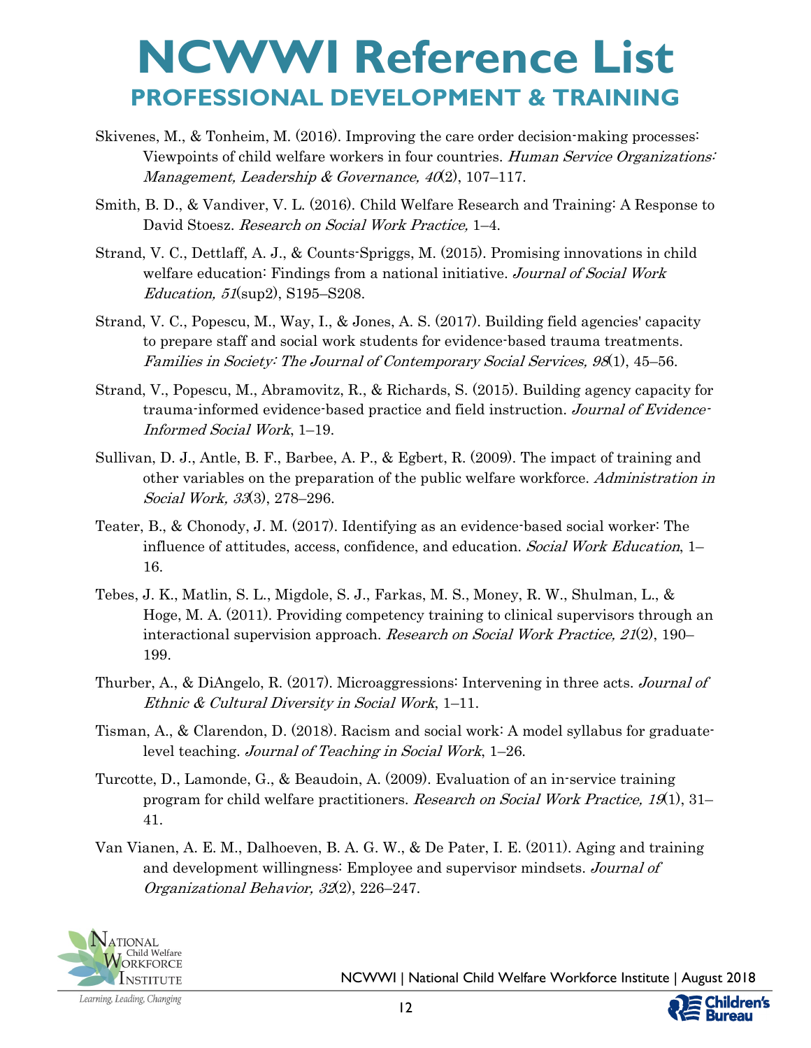# NCWWI Reference List

## PROFESSIONAL DEVELOPMENT & TRAINING

Skivenes, M., & Tonheim, M. (2016). Improving the care order decision-making processes: Viewpoints of child welfare workers in four countries. *Human Service Organizations: Management, Leadership & Governance, 40*(2), 107–117.

Smith, B. D., & Vandiver, V. L. (2016). Child Welfare Research and Training: A Response to David Stoesz. *Research on Social Work Practice,* 1–4.

Strand, V. C., Dettlaff, A. J., & Counts-Spriggs, M. (2015). Promising innovations in child welfare education: Findings from a national initiative. *Journal of Social Work Education, 51*(sup2), S195–S208.

Strand, V. C., Popescu, M., Way, I., & Jones, A. S. (2017). Building field agencies' capacity to prepare staff and social work students for evidence-based trauma treatments. *Families in Society: The Journal of Contemporary Social Services, 98*(1), 45–56.

Strand, V., Popescu, M., Abramovitz, R., & Richards, S. (2015). Building agency capacity for trauma-informed evidence-based practice and field instruction. *Journal of Evidence-Informed Social Work*, 1–19.

Sullivan, D. J., Antle, B. F., Barbee, A. P., & Egbert, R. (2009). The impact of training and other variables on the preparation of the public welfare workforce. *Administration in Social Work, 33*(3), 278–296.

Teater, B., & Chonody, J. M. (2017). Identifying as an evidence-based social worker: The influence of attitudes, access, confidence, and education. *Social Work Education*, 1–16.

Tebes, J. K., Matlin, S. L., Migdole, S. J., Farkas, M. S., Money, R. W., Shulman, L., & Hoge, M. A. (2011). Providing competency training to clinical supervisors through an interactional supervision approach. *Research on Social Work Practice, 21*(2), 190–199.

Thurber, A., & DiAngelo, R. (2017). Microaggressions: Intervening in three acts. *Journal of Ethnic & Cultural Diversity in Social Work*, 1–11.

Tisman, A., & Clarendon, D. (2018). Racism and social work: A model syllabus for graduate-level teaching. *Journal of Teaching in Social Work*, 1–26.

Turcotte, D., Lamonde, G., & Beaudoin, A. (2009). Evaluation of an in-service training program for child welfare practitioners. *Research on Social Work Practice, 19*(1), 31–41.

Van Vianen, A. E. M., Dalhoeven, B. A. G. W., & De Pater, I. E. (2011). Aging and training and development willingness: Employee and supervisor mindsets. *Journal of Organizational Behavior, 32*(2), 226–247.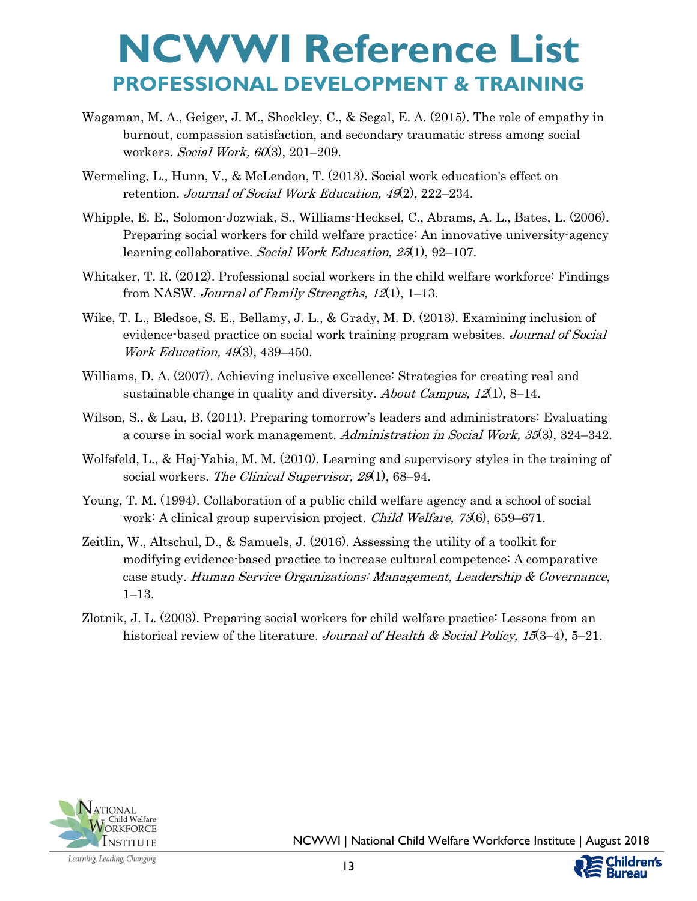# NCWWI Reference List

## PROFESSIONAL DEVELOPMENT & TRAINING

Wagaman, M. A., Geiger, J. M., Shockley, C., & Segal, E. A. (2015). The role of empathy in burnout, compassion satisfaction, and secondary traumatic stress among social workers. *Social Work, 60*(3), 201–209.

Wermeling, L., Hunn, V., & McLendon, T. (2013). Social work education's effect on retention. *Journal of Social Work Education, 49*(2), 222–234.

Whipple, E. E., Solomon-Jozwiak, S., Williams-Hecksel, C., Abrams, A. L., Bates, L. (2006). Preparing social workers for child welfare practice: An innovative university-agency learning collaborative. *Social Work Education, 25*(1), 92–107.

Whitaker, T. R. (2012). Professional social workers in the child welfare workforce: Findings from NASW. *Journal of Family Strengths, 12*(1), 1–13.

Wike, T. L., Bledsoe, S. E., Bellamy, J. L., & Grady, M. D. (2013). Examining inclusion of evidence-based practice on social work training program websites. *Journal of Social Work Education, 49*(3), 439–450.

Williams, D. A. (2007). Achieving inclusive excellence: Strategies for creating real and sustainable change in quality and diversity. *About Campus, 12*(1), 8–14.

Wilson, S., & Lau, B. (2011). Preparing tomorrow's leaders and administrators: Evaluating a course in social work management. *Administration in Social Work, 35*(3), 324–342.

Wolfsfeld, L., & Haj-Yahia, M. M. (2010). Learning and supervisory styles in the training of social workers. *The Clinical Supervisor, 29*(1), 68–94.

Young, T. M. (1994). Collaboration of a public child welfare agency and a school of social work: A clinical group supervision project. *Child Welfare, 73*(6), 659–671.

Zeitlin, W., Altschul, D., & Samuels, J. (2016). Assessing the utility of a toolkit for modifying evidence-based practice to increase cultural competence: A comparative case study. *Human Service Organizations: Management, Leadership & Governance*, 1–13.

Zlotnik, J. L. (2003). Preparing social workers for child welfare practice: Lessons from an historical review of the literature. *Journal of Health & Social Policy, 15*(3–4), 5–21.